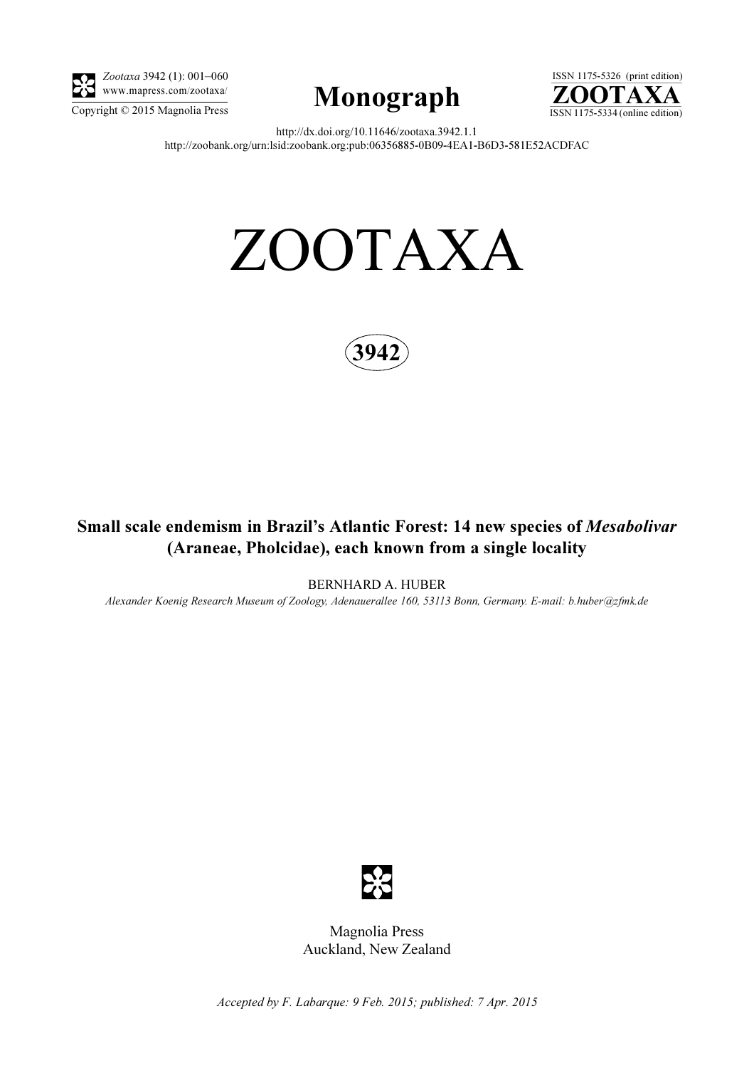*Zootaxa* 3942 (1): 001–060
www.mapress.com/zootaxa/

Copyright © 2015 Magnolia Press

**Monograph**

ISSN 1175-5326 (print edition)
**ZOOTAXA**
ISSN 1175-5334 (online edition)

http://dx.doi.org/10.11646/zootaxa.3942.1.1
http://zoobank.org/urn:lsid:zoobank.org:pub:06356885-0B09-4EA1-B6D3-581E52ACDFAC

# ZOOTAXA

**3942**

## Small scale endemism in Brazil's Atlantic Forest: 14 new species of *Mesabolivar* (Araneae, Pholcidae), each known from a single locality

BERNHARD A. HUBER

*Alexander Koenig Research Museum of Zoology, Adenauerallee 160, 53113 Bonn, Germany. E-mail: b.huber@zfmk.de*

Magnolia Press
Auckland, New Zealand

*Accepted by F. Labarque: 9 Feb. 2015; published: 7 Apr. 2015*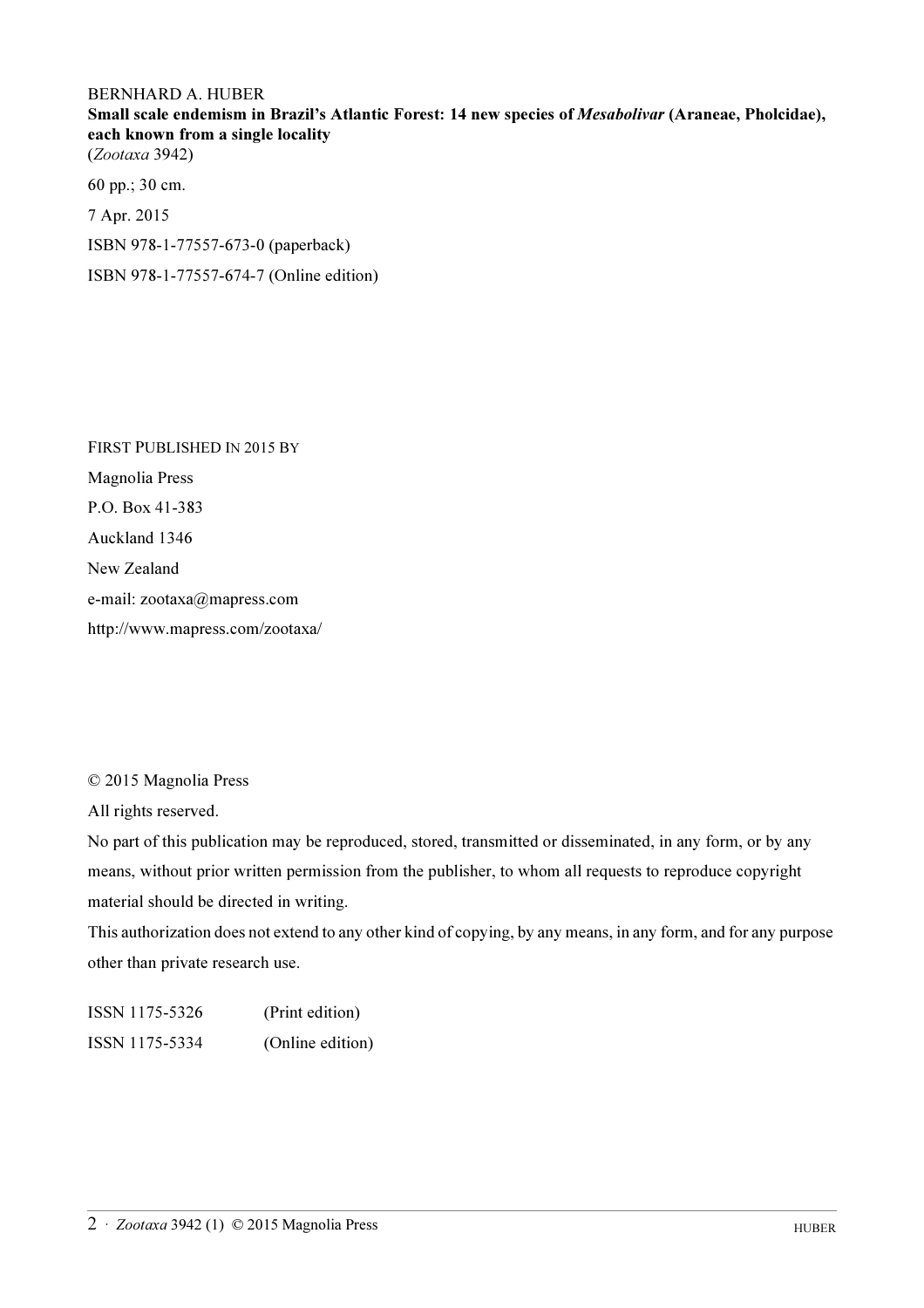BERNHARD A. HUBER

**Small scale endemism in Brazil's Atlantic Forest: 14 new species of *Mesabolivar* (Araneae, Pholcidae), each known from a single locality**

(*Zootaxa* 3942)

60 pp.; 30 cm.

7 Apr. 2015

ISBN 978-1-77557-673-0 (paperback)

ISBN 978-1-77557-674-7 (Online edition)

FIRST PUBLISHED IN 2015 BY

Magnolia Press

P.O. Box 41-383

Auckland 1346

New Zealand

e-mail: zootaxa@mapress.com

http://www.mapress.com/zootaxa/

© 2015 Magnolia Press

All rights reserved.

No part of this publication may be reproduced, stored, transmitted or disseminated, in any form, or by any means, without prior written permission from the publisher, to whom all requests to reproduce copyright material should be directed in writing.

This authorization does not extend to any other kind of copying, by any means, in any form, and for any purpose other than private research use.

ISSN 1175-5326 (Print edition)

ISSN 1175-5334 (Online edition)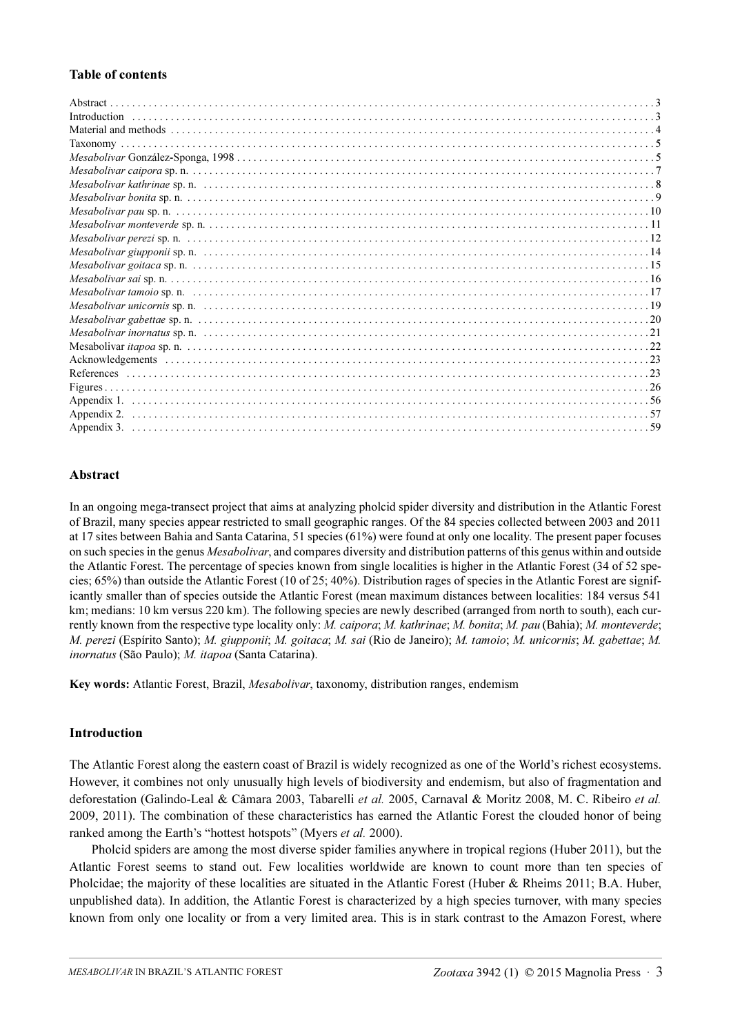## Table of contents

Abstract . . . 3
Introduction . . . 3
Material and methods . . . 4
Taxonomy . . . 5
*Mesabolivar* González-Sponga, 1998 . . . 5
*Mesabolivar caipora* sp. n. . . . 7
*Mesabolivar kathrinae* sp. n. . . . 8
*Mesabolivar bonita* sp. n. . . . 9
*Mesabolivar pau* sp. n. . . . 10
*Mesabolivar monteverde* sp. n. . . . 11
*Mesabolivar perezi* sp. n. . . . 12
*Mesabolivar giupponii* sp. n. . . . 14
*Mesabolivar goitaca* sp. n. . . . 15
*Mesabolivar sai* sp. n. . . . 16
*Mesabolivar tamoio* sp. n. . . . 17
*Mesabolivar unicornis* sp. n. . . . 19
*Mesabolivar gabettae* sp. n. . . . 20
*Mesabolivar inornatus* sp. n. . . . 21
Mesabolivar *itapoa* sp. n. . . . 22
Acknowledgements . . . 23
References . . . 23
Figures . . . 26
Appendix 1. . . . 56
Appendix 2. . . . 57
Appendix 3. . . . 59

## Abstract

In an ongoing mega-transect project that aims at analyzing pholcid spider diversity and distribution in the Atlantic Forest of Brazil, many species appear restricted to small geographic ranges. Of the 84 species collected between 2003 and 2011 at 17 sites between Bahia and Santa Catarina, 51 species (61%) were found at only one locality. The present paper focuses on such species in the genus *Mesabolivar*, and compares diversity and distribution patterns of this genus within and outside the Atlantic Forest. The percentage of species known from single localities is higher in the Atlantic Forest (34 of 52 species; 65%) than outside the Atlantic Forest (10 of 25; 40%). Distribution rages of species in the Atlantic Forest are significantly smaller than of species outside the Atlantic Forest (mean maximum distances between localities: 184 versus 541 km; medians: 10 km versus 220 km). The following species are newly described (arranged from north to south), each currently known from the respective type locality only: *M. caipora*; *M. kathrinae*; *M. bonita*; *M. pau* (Bahia); *M. monteverde*; *M. perezi* (Espírito Santo); *M. giupponii*; *M. goitaca*; *M. sai* (Rio de Janeiro); *M. tamoio*; *M. unicornis*; *M. gabettae*; *M. inornatus* (São Paulo); *M. itapoa* (Santa Catarina).

**Key words:** Atlantic Forest, Brazil, *Mesabolivar*, taxonomy, distribution ranges, endemism

## Introduction

The Atlantic Forest along the eastern coast of Brazil is widely recognized as one of the World's richest ecosystems. However, it combines not only unusually high levels of biodiversity and endemism, but also of fragmentation and deforestation (Galindo-Leal & Câmara 2003, Tabarelli *et al.* 2005, Carnaval & Moritz 2008, M. C. Ribeiro *et al.* 2009, 2011). The combination of these characteristics has earned the Atlantic Forest the clouded honor of being ranked among the Earth's "hottest hotspots" (Myers *et al.* 2000).

Pholcid spiders are among the most diverse spider families anywhere in tropical regions (Huber 2011), but the Atlantic Forest seems to stand out. Few localities worldwide are known to count more than ten species of Pholcidae; the majority of these localities are situated in the Atlantic Forest (Huber & Rheims 2011; B.A. Huber, unpublished data). In addition, the Atlantic Forest is characterized by a high species turnover, with many species known from only one locality or from a very limited area. This is in stark contrast to the Amazon Forest, where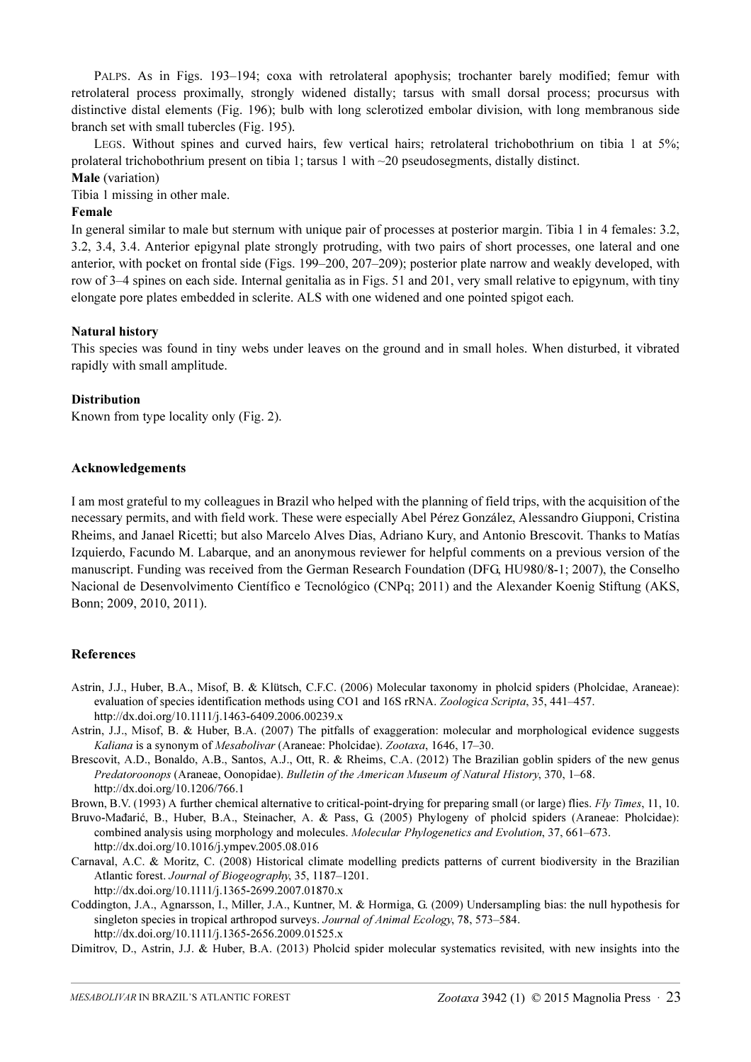PALPS. As in Figs. 193–194; coxa with retrolateral apophysis; trochanter barely modified; femur with retrolateral process proximally, strongly widened distally; tarsus with small dorsal process; procursus with distinctive distal elements (Fig. 196); bulb with long sclerotized embolar division, with long membranous side branch set with small tubercles (Fig. 195).

LEGS. Without spines and curved hairs, few vertical hairs; retrolateral trichobothrium on tibia 1 at 5%; prolateral trichobothrium present on tibia 1; tarsus 1 with ~20 pseudosegments, distally distinct.

**Male** (variation)

Tibia 1 missing in other male.

**Female**

In general similar to male but sternum with unique pair of processes at posterior margin. Tibia 1 in 4 females: 3.2, 3.2, 3.4, 3.4. Anterior epigynal plate strongly protruding, with two pairs of short processes, one lateral and one anterior, with pocket on frontal side (Figs. 199–200, 207–209); posterior plate narrow and weakly developed, with row of 3–4 spines on each side. Internal genitalia as in Figs. 51 and 201, very small relative to epigynum, with tiny elongate pore plates embedded in sclerite. ALS with one widened and one pointed spigot each.

**Natural history**

This species was found in tiny webs under leaves on the ground and in small holes. When disturbed, it vibrated rapidly with small amplitude.

**Distribution**

Known from type locality only (Fig. 2).

## Acknowledgements

I am most grateful to my colleagues in Brazil who helped with the planning of field trips, with the acquisition of the necessary permits, and with field work. These were especially Abel Pérez González, Alessandro Giupponi, Cristina Rheims, and Janael Ricetti; but also Marcelo Alves Dias, Adriano Kury, and Antonio Brescovit. Thanks to Matías Izquierdo, Facundo M. Labarque, and an anonymous reviewer for helpful comments on a previous version of the manuscript. Funding was received from the German Research Foundation (DFG, HU980/8-1; 2007), the Conselho Nacional de Desenvolvimento Científico e Tecnológico (CNPq; 2011) and the Alexander Koenig Stiftung (AKS, Bonn; 2009, 2010, 2011).

## References

Astrin, J.J., Huber, B.A., Misof, B. & Klütsch, C.F.C. (2006) Molecular taxonomy in pholcid spiders (Pholcidae, Araneae): evaluation of species identification methods using CO1 and 16S rRNA. *Zoologica Scripta*, 35, 441–457. http://dx.doi.org/10.1111/j.1463-6409.2006.00239.x

Astrin, J.J., Misof, B. & Huber, B.A. (2007) The pitfalls of exaggeration: molecular and morphological evidence suggests *Kaliana* is a synonym of *Mesabolivar* (Araneae: Pholcidae). *Zootaxa*, 1646, 17–30.

Brescovit, A.D., Bonaldo, A.B., Santos, A.J., Ott, R. & Rheims, C.A. (2012) The Brazilian goblin spiders of the new genus *Predatoroonops* (Araneae, Oonopidae). *Bulletin of the American Museum of Natural History*, 370, 1–68. http://dx.doi.org/10.1206/766.1

Brown, B.V. (1993) A further chemical alternative to critical-point-drying for preparing small (or large) flies. *Fly Times*, 11, 10.

Bruvo-Mađarić, B., Huber, B.A., Steinacher, A. & Pass, G. (2005) Phylogeny of pholcid spiders (Araneae: Pholcidae): combined analysis using morphology and molecules. *Molecular Phylogenetics and Evolution*, 37, 661–673. http://dx.doi.org/10.1016/j.ympev.2005.08.016

Carnaval, A.C. & Moritz, C. (2008) Historical climate modelling predicts patterns of current biodiversity in the Brazilian Atlantic forest. *Journal of Biogeography*, 35, 1187–1201. http://dx.doi.org/10.1111/j.1365-2699.2007.01870.x

Coddington, J.A., Agnarsson, I., Miller, J.A., Kuntner, M. & Hormiga, G. (2009) Undersampling bias: the null hypothesis for singleton species in tropical arthropod surveys. *Journal of Animal Ecology*, 78, 573–584. http://dx.doi.org/10.1111/j.1365-2656.2009.01525.x

Dimitrov, D., Astrin, J.J. & Huber, B.A. (2013) Pholcid spider molecular systematics revisited, with new insights into the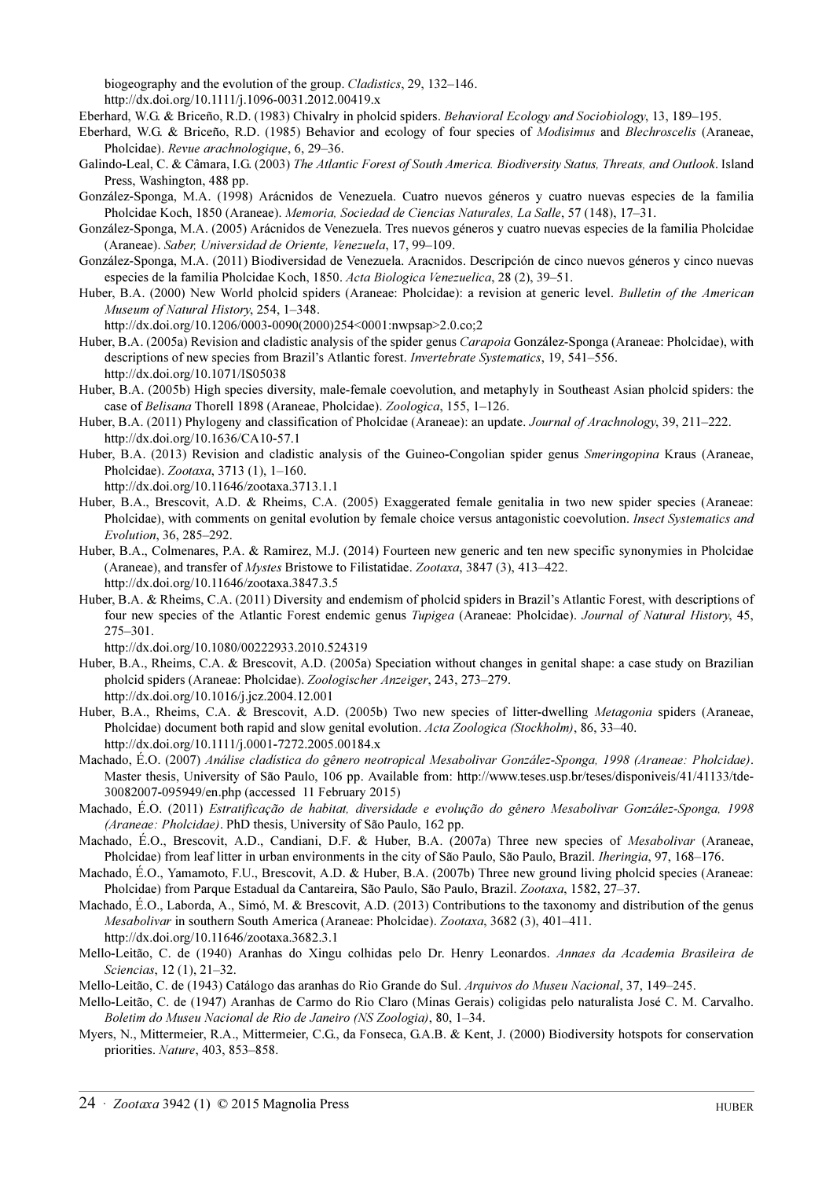biogeography and the evolution of the group. *Cladistics*, 29, 132–146.
http://dx.doi.org/10.1111/j.1096-0031.2012.00419.x

Eberhard, W.G. & Briceño, R.D. (1983) Chivalry in pholcid spiders. *Behavioral Ecology and Sociobiology*, 13, 189–195.

Eberhard, W.G. & Briceño, R.D. (1985) Behavior and ecology of four species of *Modisimus* and *Blechroscelis* (Araneae, Pholcidae). *Revue arachnologique*, 6, 29–36.

Galindo-Leal, C. & Câmara, I.G. (2003) *The Atlantic Forest of South America. Biodiversity Status, Threats, and Outlook*. Island Press, Washington, 488 pp.

González-Sponga, M.A. (1998) Arácnidos de Venezuela. Cuatro nuevos géneros y cuatro nuevas especies de la familia Pholcidae Koch, 1850 (Araneae). *Memoria, Sociedad de Ciencias Naturales, La Salle*, 57 (148), 17–31.

González-Sponga, M.A. (2005) Arácnidos de Venezuela. Tres nuevos géneros y cuatro nuevas especies de la familia Pholcidae (Araneae). *Saber, Universidad de Oriente, Venezuela*, 17, 99–109.

González-Sponga, M.A. (2011) Biodiversidad de Venezuela. Aracnidos. Descripción de cinco nuevos géneros y cinco nuevas especies de la familia Pholcidae Koch, 1850. *Acta Biologica Venezuelica*, 28 (2), 39–51.

Huber, B.A. (2000) New World pholcid spiders (Araneae: Pholcidae): a revision at generic level. *Bulletin of the American Museum of Natural History*, 254, 1–348.
http://dx.doi.org/10.1206/0003-0090(2000)254<0001:nwpsap>2.0.co;2

Huber, B.A. (2005a) Revision and cladistic analysis of the spider genus *Carapoia* González-Sponga (Araneae: Pholcidae), with descriptions of new species from Brazil's Atlantic forest. *Invertebrate Systematics*, 19, 541–556.
http://dx.doi.org/10.1071/IS05038

Huber, B.A. (2005b) High species diversity, male-female coevolution, and metaphyly in Southeast Asian pholcid spiders: the case of *Belisana* Thorell 1898 (Araneae, Pholcidae). *Zoologica*, 155, 1–126.

Huber, B.A. (2011) Phylogeny and classification of Pholcidae (Araneae): an update. *Journal of Arachnology*, 39, 211–222.
http://dx.doi.org/10.1636/CA10-57.1

Huber, B.A. (2013) Revision and cladistic analysis of the Guineo-Congolian spider genus *Smeringopina* Kraus (Araneae, Pholcidae). *Zootaxa*, 3713 (1), 1–160.
http://dx.doi.org/10.11646/zootaxa.3713.1.1

Huber, B.A., Brescovit, A.D. & Rheims, C.A. (2005) Exaggerated female genitalia in two new spider species (Araneae: Pholcidae), with comments on genital evolution by female choice versus antagonistic coevolution. *Insect Systematics and Evolution*, 36, 285–292.

Huber, B.A., Colmenares, P.A. & Ramirez, M.J. (2014) Fourteen new generic and ten new specific synonymies in Pholcidae (Araneae), and transfer of *Mystes* Bristowe to Filistatidae. *Zootaxa*, 3847 (3), 413–422.
http://dx.doi.org/10.11646/zootaxa.3847.3.5

Huber, B.A. & Rheims, C.A. (2011) Diversity and endemism of pholcid spiders in Brazil's Atlantic Forest, with descriptions of four new species of the Atlantic Forest endemic genus *Tupigea* (Araneae: Pholcidae). *Journal of Natural History*, 45, 275–301.
http://dx.doi.org/10.1080/00222933.2010.524319

Huber, B.A., Rheims, C.A. & Brescovit, A.D. (2005a) Speciation without changes in genital shape: a case study on Brazilian pholcid spiders (Araneae: Pholcidae). *Zoologischer Anzeiger*, 243, 273–279.
http://dx.doi.org/10.1016/j.jcz.2004.12.001

Huber, B.A., Rheims, C.A. & Brescovit, A.D. (2005b) Two new species of litter-dwelling *Metagonia* spiders (Araneae, Pholcidae) document both rapid and slow genital evolution. *Acta Zoologica (Stockholm)*, 86, 33–40.
http://dx.doi.org/10.1111/j.0001-7272.2005.00184.x

Machado, É.O. (2007) *Análise cladística do gênero neotropical Mesabolivar González-Sponga, 1998 (Araneae: Pholcidae)*. Master thesis, University of São Paulo, 106 pp. Available from: http://www.teses.usp.br/teses/disponiveis/41/41133/tde-30082007-095949/en.php (accessed 11 February 2015)

Machado, É.O. (2011) *Estratificação de habitat, diversidade e evolução do gênero Mesabolivar González-Sponga, 1998 (Araneae: Pholcidae)*. PhD thesis, University of São Paulo, 162 pp.

Machado, É.O., Brescovit, A.D., Candiani, D.F. & Huber, B.A. (2007a) Three new species of *Mesabolivar* (Araneae, Pholcidae) from leaf litter in urban environments in the city of São Paulo, São Paulo, Brazil. *Iheringia*, 97, 168–176.

Machado, É.O., Yamamoto, F.U., Brescovit, A.D. & Huber, B.A. (2007b) Three new ground living pholcid species (Araneae: Pholcidae) from Parque Estadual da Cantareira, São Paulo, São Paulo, Brazil. *Zootaxa*, 1582, 27–37.

Machado, É.O., Laborda, A., Simó, M. & Brescovit, A.D. (2013) Contributions to the taxonomy and distribution of the genus *Mesabolivar* in southern South America (Araneae: Pholcidae). *Zootaxa*, 3682 (3), 401–411.
http://dx.doi.org/10.11646/zootaxa.3682.3.1

Mello-Leitão, C. de (1940) Aranhas do Xingu colhidas pelo Dr. Henry Leonardos. *Annaes da Academia Brasileira de Sciencias*, 12 (1), 21–32.

Mello-Leitão, C. de (1943) Catálogo das aranhas do Rio Grande do Sul. *Arquivos do Museu Nacional*, 37, 149–245.

Mello-Leitão, C. de (1947) Aranhas de Carmo do Rio Claro (Minas Gerais) coligidas pelo naturalista José C. M. Carvalho. *Boletim do Museu Nacional de Rio de Janeiro (NS Zoologia)*, 80, 1–34.

Myers, N., Mittermeier, R.A., Mittermeier, C.G., da Fonseca, G.A.B. & Kent, J. (2000) Biodiversity hotspots for conservation priorities. *Nature*, 403, 853–858.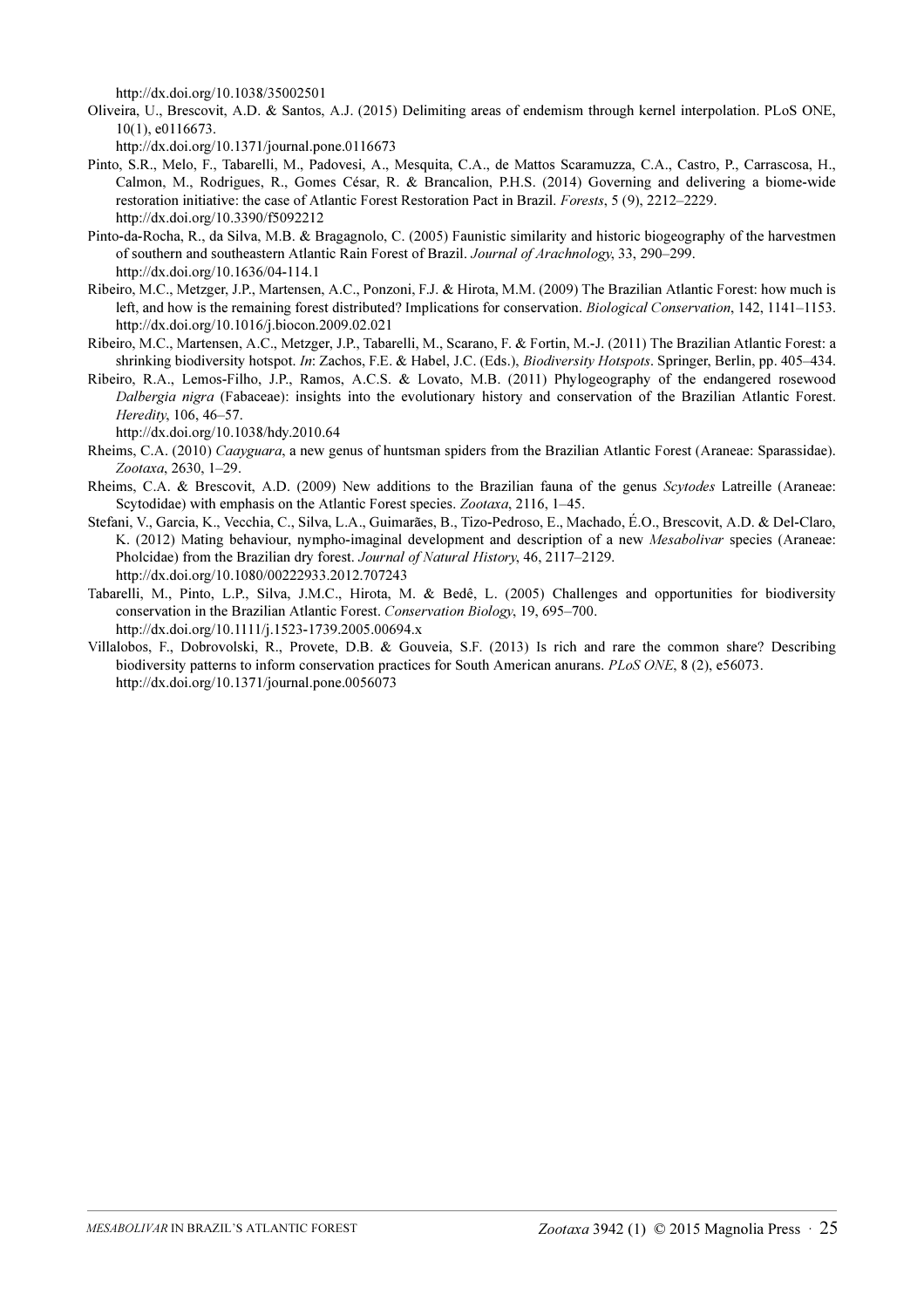http://dx.doi.org/10.1038/35002501

Oliveira, U., Brescovit, A.D. & Santos, A.J. (2015) Delimiting areas of endemism through kernel interpolation. PLoS ONE, 10(1), e0116673.
http://dx.doi.org/10.1371/journal.pone.0116673

Pinto, S.R., Melo, F., Tabarelli, M., Padovesi, A., Mesquita, C.A., de Mattos Scaramuzza, C.A., Castro, P., Carrascosa, H., Calmon, M., Rodrigues, R., Gomes César, R. & Brancalion, P.H.S. (2014) Governing and delivering a biome-wide restoration initiative: the case of Atlantic Forest Restoration Pact in Brazil. *Forests*, 5 (9), 2212–2229.
http://dx.doi.org/10.3390/f5092212

Pinto-da-Rocha, R., da Silva, M.B. & Bragagnolo, C. (2005) Faunistic similarity and historic biogeography of the harvestmen of southern and southeastern Atlantic Rain Forest of Brazil. *Journal of Arachnology*, 33, 290–299.
http://dx.doi.org/10.1636/04-114.1

Ribeiro, M.C., Metzger, J.P., Martensen, A.C., Ponzoni, F.J. & Hirota, M.M. (2009) The Brazilian Atlantic Forest: how much is left, and how is the remaining forest distributed? Implications for conservation. *Biological Conservation*, 142, 1141–1153.
http://dx.doi.org/10.1016/j.biocon.2009.02.021

Ribeiro, M.C., Martensen, A.C., Metzger, J.P., Tabarelli, M., Scarano, F. & Fortin, M.-J. (2011) The Brazilian Atlantic Forest: a shrinking biodiversity hotspot. *In*: Zachos, F.E. & Habel, J.C. (Eds.), *Biodiversity Hotspots*. Springer, Berlin, pp. 405–434.

Ribeiro, R.A., Lemos-Filho, J.P., Ramos, A.C.S. & Lovato, M.B. (2011) Phylogeography of the endangered rosewood *Dalbergia nigra* (Fabaceae): insights into the evolutionary history and conservation of the Brazilian Atlantic Forest. *Heredity*, 106, 46–57.
http://dx.doi.org/10.1038/hdy.2010.64

Rheims, C.A. (2010) *Caayguara*, a new genus of huntsman spiders from the Brazilian Atlantic Forest (Araneae: Sparassidae). *Zootaxa*, 2630, 1–29.

Rheims, C.A. & Brescovit, A.D. (2009) New additions to the Brazilian fauna of the genus *Scytodes* Latreille (Araneae: Scytodidae) with emphasis on the Atlantic Forest species. *Zootaxa*, 2116, 1–45.

Stefani, V., Garcia, K., Vecchia, C., Silva, L.A., Guimarães, B., Tizo-Pedroso, E., Machado, É.O., Brescovit, A.D. & Del-Claro, K. (2012) Mating behaviour, nympho-imaginal development and description of a new *Mesabolivar* species (Araneae: Pholcidae) from the Brazilian dry forest. *Journal of Natural History*, 46, 2117–2129.
http://dx.doi.org/10.1080/00222933.2012.707243

Tabarelli, M., Pinto, L.P., Silva, J.M.C., Hirota, M. & Bedê, L. (2005) Challenges and opportunities for biodiversity conservation in the Brazilian Atlantic Forest. *Conservation Biology*, 19, 695–700.
http://dx.doi.org/10.1111/j.1523-1739.2005.00694.x

Villalobos, F., Dobrovolski, R., Provete, D.B. & Gouveia, S.F. (2013) Is rich and rare the common share? Describing biodiversity patterns to inform conservation practices for South American anurans. *PLoS ONE*, 8 (2), e56073.
http://dx.doi.org/10.1371/journal.pone.0056073